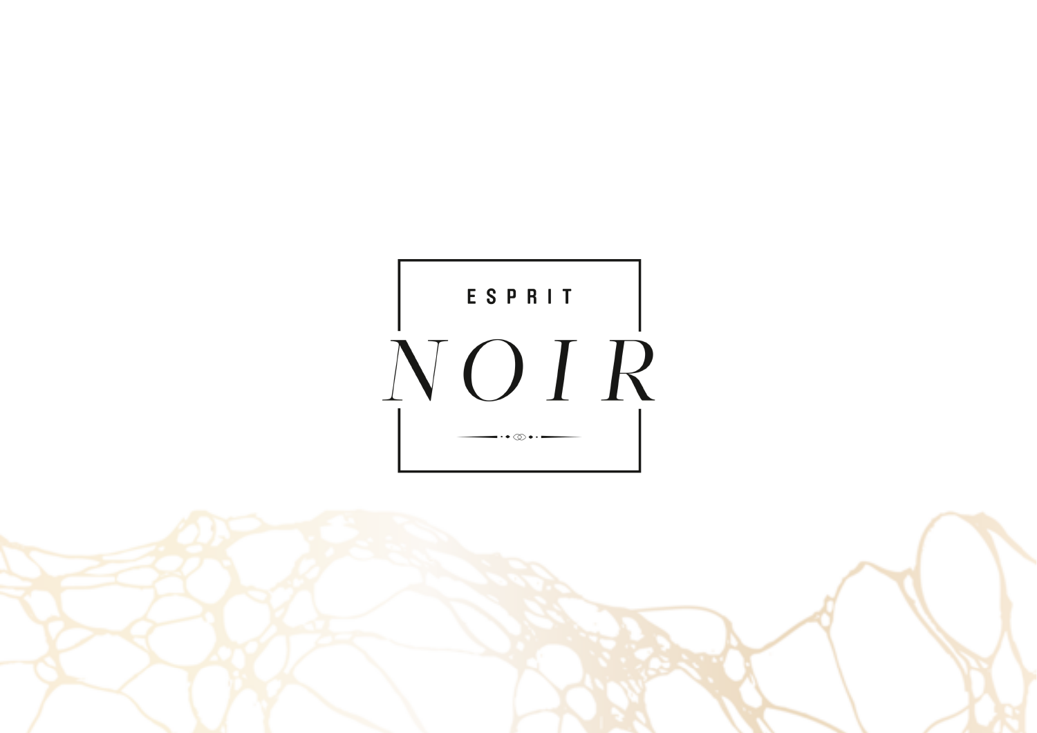ESPRIT

# NOIR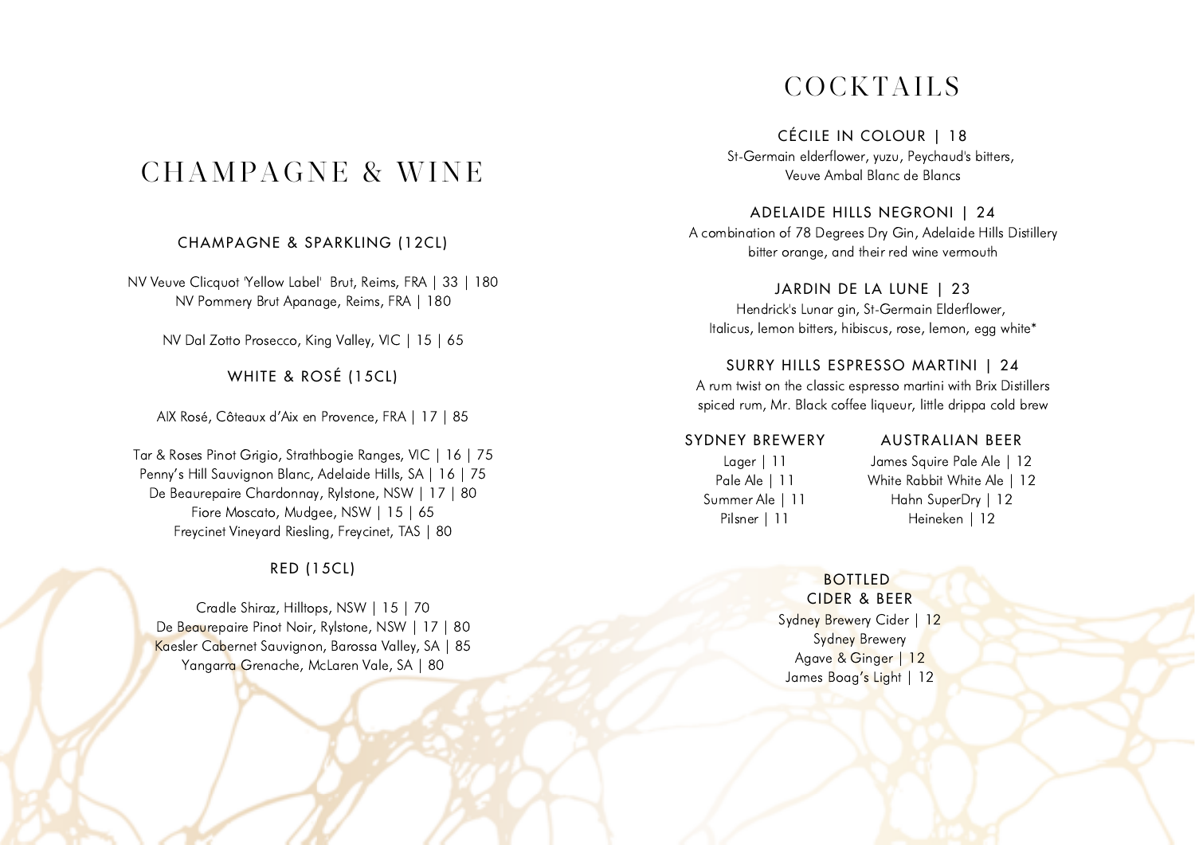# CHAMPAGNE & WINE

## CHAMPAGNE & SPARKLING (12CL)

NV Veuve Clicquot 'Yellow Label' Brut, Reims, FRA | 33 | 180
NV Pommery Brut Apanage, Reims, FRA | 180

NV Dal Zotto Prosecco, King Valley, VIC | 15 | 65

## WHITE & ROSÉ (15CL)

AIX Rosé, Côteaux d'Aix en Provence, FRA | 17 | 85

Tar & Roses Pinot Grigio, Strathbogie Ranges, VIC | 16 | 75
Penny's Hill Sauvignon Blanc, Adelaide Hills, SA | 16 | 75
De Beaurepaire Chardonnay, Rylstone, NSW | 17 | 80
Fiore Moscato, Mudgee, NSW | 15 | 65
Freycinet Vineyard Riesling, Freycinet, TAS | 80

## RED (15CL)

Cradle Shiraz, Hilltops, NSW | 15 | 70
De Beaurepaire Pinot Noir, Rylstone, NSW | 17 | 80
Kaesler Cabernet Sauvignon, Barossa Valley, SA | 85
Yangarra Grenache, McLaren Vale, SA | 80

# COCKTAILS

## CÉCILE IN COLOUR | 18

St-Germain elderflower, yuzu, Peychaud's bitters, Veuve Ambal Blanc de Blancs

## ADELAIDE HILLS NEGRONI | 24

A combination of 78 Degrees Dry Gin, Adelaide Hills Distillery bitter orange, and their red wine vermouth

## JARDIN DE LA LUNE | 23

Hendrick's Lunar gin, St-Germain Elderflower, Italicus, lemon bitters, hibiscus, rose, lemon, egg white*

## SURRY HILLS ESPRESSO MARTINI | 24

A rum twist on the classic espresso martini with Brix Distillers spiced rum, Mr. Black coffee liqueur, little drippa cold brew

## SYDNEY BREWERY

Lager | 11
Pale Ale | 11
Summer Ale | 11
Pilsner | 11

## AUSTRALIAN BEER

James Squire Pale Ale | 12
White Rabbit White Ale | 12
Hahn SuperDry | 12
Heineken | 12

## BOTTLED CIDER & BEER

Sydney Brewery Cider | 12
Sydney Brewery Agave & Ginger | 12
James Boag's Light | 12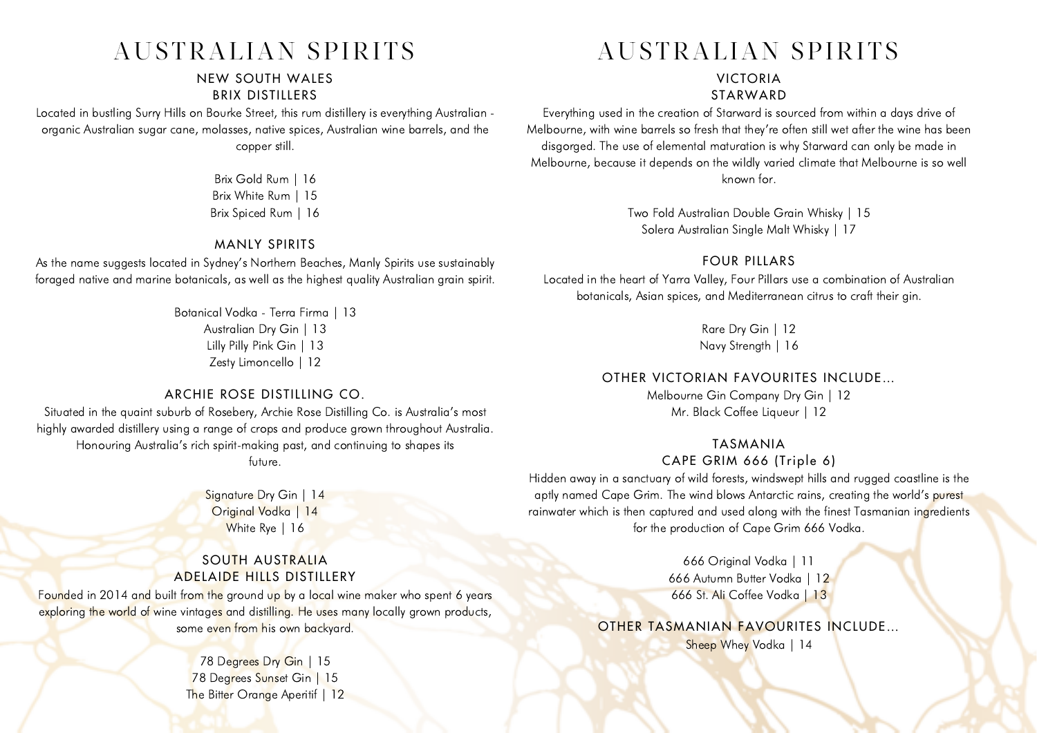# AUSTRALIAN SPIRITS

## NEW SOUTH WALES

### BRIX DISTILLERS

Located in bustling Surry Hills on Bourke Street, this rum distillery is everything Australian - organic Australian sugar cane, molasses, native spices, Australian wine barrels, and the copper still.

Brix Gold Rum | 16
Brix White Rum | 15
Brix Spiced Rum | 16

### MANLY SPIRITS

As the name suggests located in Sydney's Northern Beaches, Manly Spirits use sustainably foraged native and marine botanicals, as well as the highest quality Australian grain spirit.

Botanical Vodka - Terra Firma | 13
Australian Dry Gin | 13
Lilly Pilly Pink Gin | 13
Zesty Limoncello | 12

### ARCHIE ROSE DISTILLING CO.

Situated in the quaint suburb of Rosebery, Archie Rose Distilling Co. is Australia's most highly awarded distillery using a range of crops and produce grown throughout Australia. Honouring Australia's rich spirit-making past, and continuing to shapes its future.

Signature Dry Gin | 14
Original Vodka | 14
White Rye | 16

## SOUTH AUSTRALIA

### ADELAIDE HILLS DISTILLERY

Founded in 2014 and built from the ground up by a local wine maker who spent 6 years exploring the world of wine vintages and distilling. He uses many locally grown products, some even from his own backyard.

78 Degrees Dry Gin | 15
78 Degrees Sunset Gin | 15
The Bitter Orange Aperitif | 12

# AUSTRALIAN SPIRITS

## VICTORIA

### STARWARD

Everything used in the creation of Starward is sourced from within a days drive of Melbourne, with wine barrels so fresh that they're often still wet after the wine has been disgorged. The use of elemental maturation is why Starward can only be made in Melbourne, because it depends on the wildly varied climate that Melbourne is so well known for.

Two Fold Australian Double Grain Whisky | 15
Solera Australian Single Malt Whisky | 17

### FOUR PILLARS

Located in the heart of Yarra Valley, Four Pillars use a combination of Australian botanicals, Asian spices, and Mediterranean citrus to craft their gin.

Rare Dry Gin | 12
Navy Strength | 16

### OTHER VICTORIAN FAVOURITES INCLUDE...

Melbourne Gin Company Dry Gin | 12
Mr. Black Coffee Liqueur | 12

## TASMANIA

### CAPE GRIM 666 (Triple 6)

Hidden away in a sanctuary of wild forests, windswept hills and rugged coastline is the aptly named Cape Grim. The wind blows Antarctic rains, creating the world's purest rainwater which is then captured and used along with the finest Tasmanian ingredients for the production of Cape Grim 666 Vodka.

666 Original Vodka | 11
666 Autumn Butter Vodka | 12
666 St. Ali Coffee Vodka | 13

### OTHER TASMANIAN FAVOURITES INCLUDE...

Sheep Whey Vodka | 14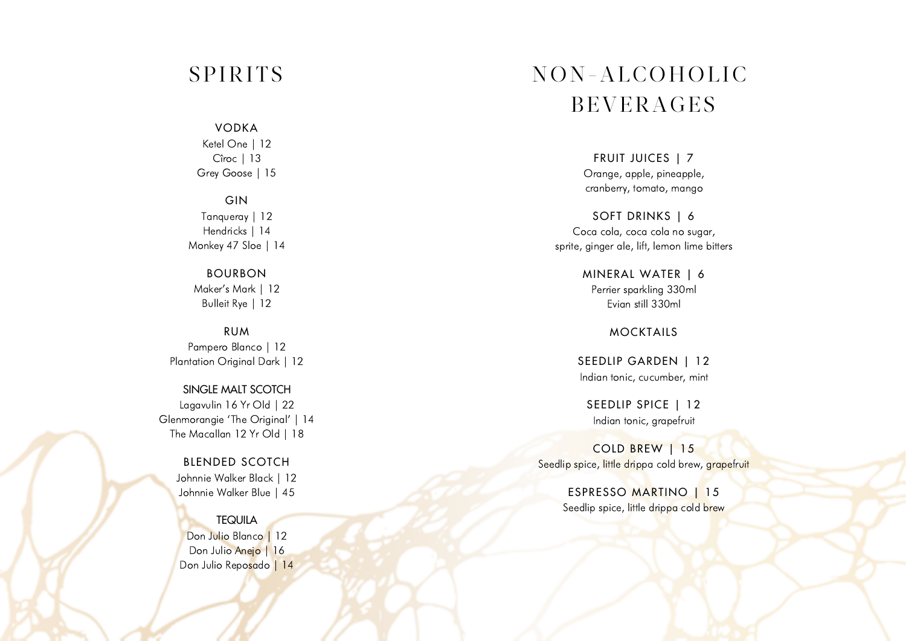# SPIRITS

### VODKA

Ketel One | 12
Cîroc | 13
Grey Goose | 15

### GIN

Tanqueray | 12
Hendricks | 14
Monkey 47 Sloe | 14

### BOURBON

Maker's Mark | 12
Bulleit Rye | 12

### RUM

Pampero Blanco | 12
Plantation Original Dark | 12

### SINGLE MALT SCOTCH

Lagavulin 16 Yr Old | 22
Glenmorangie 'The Original' | 14
The Macallan 12 Yr Old | 18

### BLENDED SCOTCH

Johnnie Walker Black | 12
Johnnie Walker Blue | 45

### TEQUILA

Don Julio Blanco | 12
Don Julio Anejo | 16
Don Julio Reposado | 14

# NON-ALCOHOLIC BEVERAGES

### FRUIT JUICES | 7

Orange, apple, pineapple, cranberry, tomato, mango

### SOFT DRINKS | 6

Coca cola, coca cola no sugar, sprite, ginger ale, lift, lemon lime bitters

### MINERAL WATER | 6

Perrier sparkling 330ml
Evian still 330ml

## MOCKTAILS

### SEEDLIP GARDEN | 12

Indian tonic, cucumber, mint

### SEEDLIP SPICE | 12

Indian tonic, grapefruit

### COLD BREW | 15

Seedlip spice, little drippa cold brew, grapefruit

### ESPRESSO MARTINO | 15

Seedlip spice, little drippa cold brew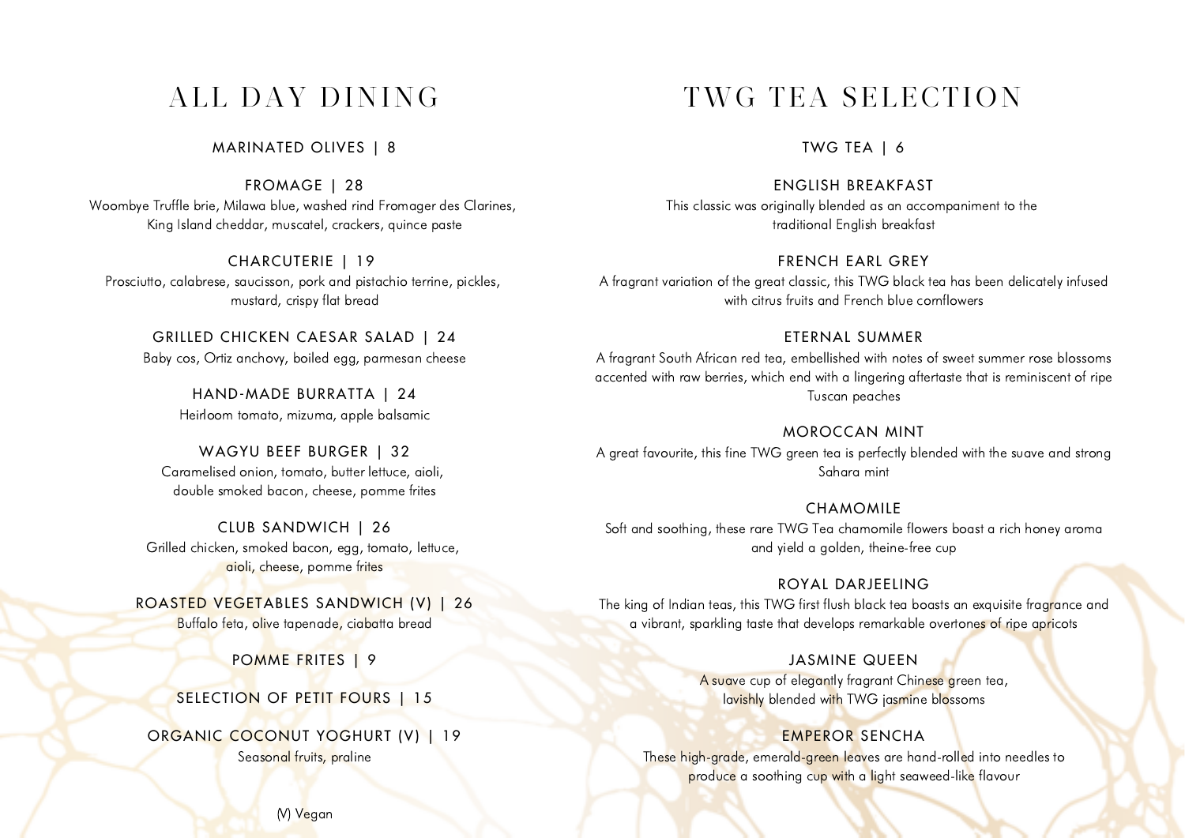# ALL DAY DINING

### MARINATED OLIVES | 8

### FROMAGE | 28

Woombye Truffle brie, Milawa blue, washed rind Fromager des Clarines, King Island cheddar, muscatel, crackers, quince paste

### CHARCUTERIE | 19

Prosciutto, calabrese, saucisson, pork and pistachio terrine, pickles, mustard, crispy flat bread

### GRILLED CHICKEN CAESAR SALAD | 24

Baby cos, Ortiz anchovy, boiled egg, parmesan cheese

### HAND-MADE BURRATTA | 24

Heirloom tomato, mizuma, apple balsamic

### WAGYU BEEF BURGER | 32

Caramelised onion, tomato, butter lettuce, aioli, double smoked bacon, cheese, pomme frites

### CLUB SANDWICH | 26

Grilled chicken, smoked bacon, egg, tomato, lettuce, aioli, cheese, pomme frites

### ROASTED VEGETABLES SANDWICH (V) | 26

Buffalo feta, olive tapenade, ciabatta bread

### POMME FRITES | 9

### SELECTION OF PETIT FOURS | 15

### ORGANIC COCONUT YOGHURT (V) | 19

Seasonal fruits, praline

(V) Vegan

# TWG TEA SELECTION

### TWG TEA | 6

### ENGLISH BREAKFAST

This classic was originally blended as an accompaniment to the traditional English breakfast

### FRENCH EARL GREY

A fragrant variation of the great classic, this TWG black tea has been delicately infused with citrus fruits and French blue cornflowers

### ETERNAL SUMMER

A fragrant South African red tea, embellished with notes of sweet summer rose blossoms accented with raw berries, which end with a lingering aftertaste that is reminiscent of ripe Tuscan peaches

### MOROCCAN MINT

A great favourite, this fine TWG green tea is perfectly blended with the suave and strong Sahara mint

### CHAMOMILE

Soft and soothing, these rare TWG Tea chamomile flowers boast a rich honey aroma and yield a golden, theine-free cup

### ROYAL DARJEELING

The king of Indian teas, this TWG first flush black tea boasts an exquisite fragrance and a vibrant, sparkling taste that develops remarkable overtones of ripe apricots

### JASMINE QUEEN

A suave cup of elegantly fragrant Chinese green tea, lavishly blended with TWG jasmine blossoms

### EMPEROR SENCHA

These high-grade, emerald-green leaves are hand-rolled into needles to produce a soothing cup with a light seaweed-like flavour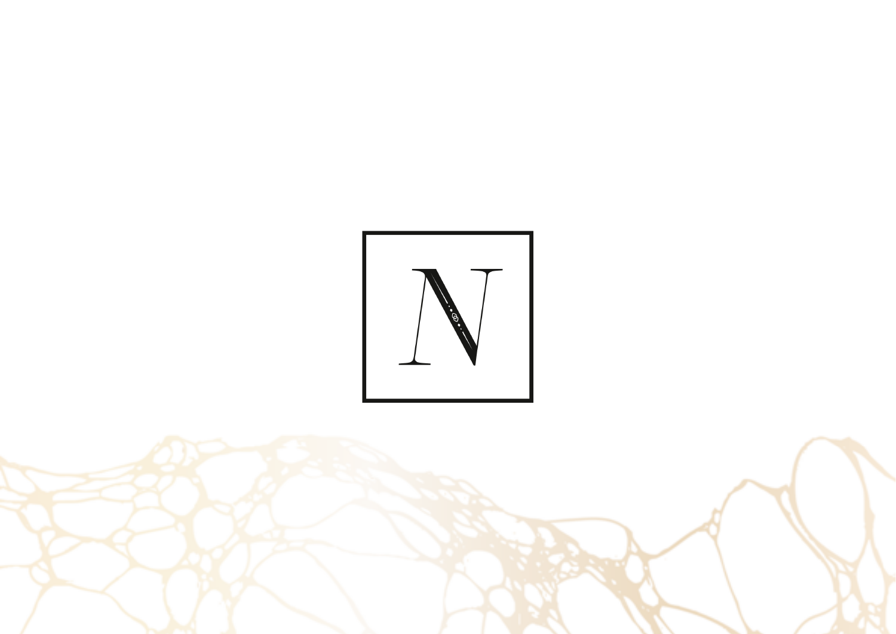N